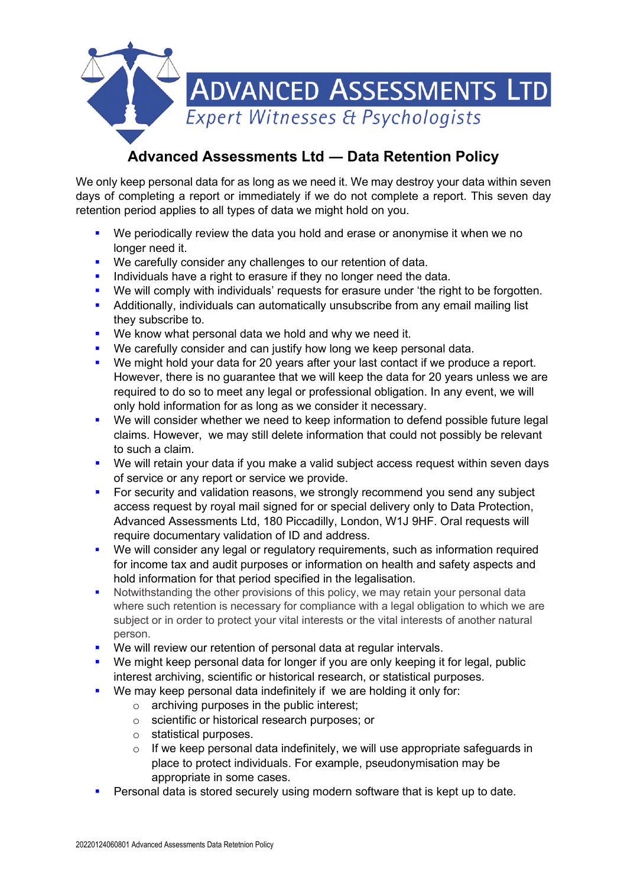ADVANCED ASSESSMENTS LTD
*Expert Witnesses & Psychologists*

## Advanced Assessments Ltd — Data Retention Policy

We only keep personal data for as long as we need it. We may destroy your data within seven days of completing a report or immediately if we do not complete a report. This seven day retention period applies to all types of data we might hold on you.

- We periodically review the data you hold and erase or anonymise it when we no longer need it.
- We carefully consider any challenges to our retention of data.
- Individuals have a right to erasure if they no longer need the data.
- We will comply with individuals' requests for erasure under 'the right to be forgotten.
- Additionally, individuals can automatically unsubscribe from any email mailing list they subscribe to.
- We know what personal data we hold and why we need it.
- We carefully consider and can justify how long we keep personal data.
- We might hold your data for 20 years after your last contact if we produce a report. However, there is no guarantee that we will keep the data for 20 years unless we are required to do so to meet any legal or professional obligation. In any event, we will only hold information for as long as we consider it necessary.
- We will consider whether we need to keep information to defend possible future legal claims. However, we may still delete information that could not possibly be relevant to such a claim.
- We will retain your data if you make a valid subject access request within seven days of service or any report or service we provide.
- For security and validation reasons, we strongly recommend you send any subject access request by royal mail signed for or special delivery only to Data Protection, Advanced Assessments Ltd, 180 Piccadilly, London, W1J 9HF. Oral requests will require documentary validation of ID and address.
- We will consider any legal or regulatory requirements, such as information required for income tax and audit purposes or information on health and safety aspects and hold information for that period specified in the legalisation.
- Notwithstanding the other provisions of this policy, we may retain your personal data where such retention is necessary for compliance with a legal obligation to which we are subject or in order to protect your vital interests or the vital interests of another natural person.
- We will review our retention of personal data at regular intervals.
- We might keep personal data for longer if you are only keeping it for legal, public interest archiving, scientific or historical research, or statistical purposes.
- We may keep personal data indefinitely if we are holding it only for:
  - archiving purposes in the public interest;
  - scientific or historical research purposes; or
  - statistical purposes.
  - If we keep personal data indefinitely, we will use appropriate safeguards in place to protect individuals. For example, pseudonymisation may be appropriate in some cases.
- Personal data is stored securely using modern software that is kept up to date.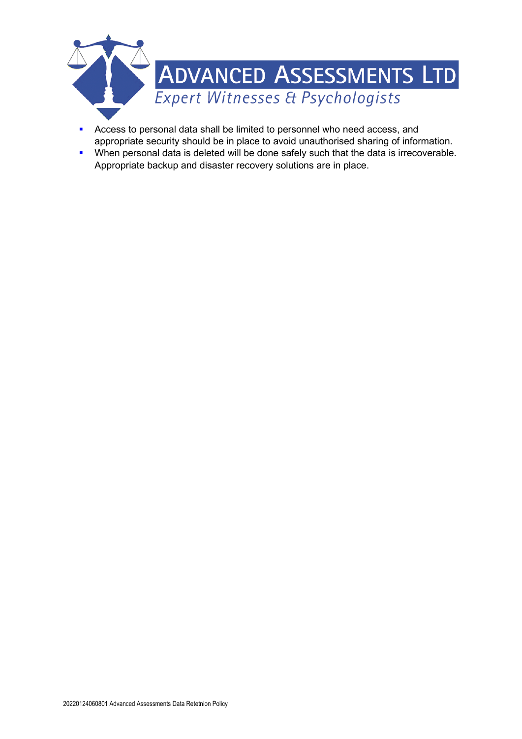- Access to personal data shall be limited to personnel who need access, and appropriate security should be in place to avoid unauthorised sharing of information.
- When personal data is deleted will be done safely such that the data is irrecoverable. Appropriate backup and disaster recovery solutions are in place.